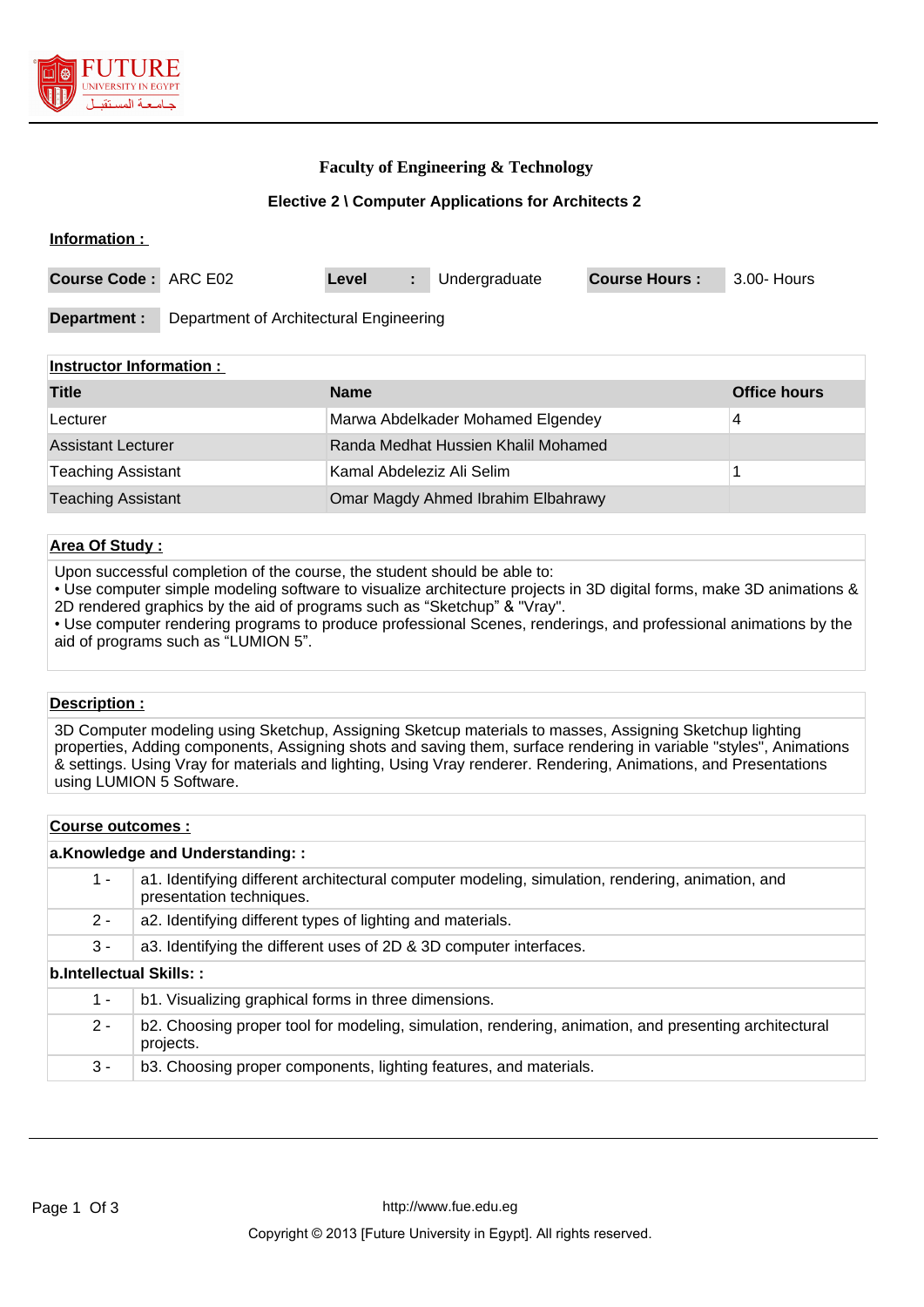# Faculty of Engineering & Technology

## Elective 2 \ Computer Applications for Architects 2

**Information :**

| | | | | | |
|---|---|---|---|---|---|
| **Course Code :** | ARC E02 | **Level :** | Undergraduate | **Course Hours :** | 3.00- Hours |
| **Department :** | Department of Architectural Engineering | | | | |

**Instructor Information :**

| Title | Name | Office hours |
|---|---|---|
| Lecturer | Marwa Abdelkader Mohamed Elgendey | 4 |
| Assistant Lecturer | Randa Medhat Hussien Khalil Mohamed | |
| Teaching Assistant | Kamal Abdeleziz Ali Selim | 1 |
| Teaching Assistant | Omar Magdy Ahmed Ibrahim Elbahrawy | |

**Area Of Study :**

Upon successful completion of the course, the student should be able to:
• Use computer simple modeling software to visualize architecture projects in 3D digital forms, make 3D animations & 2D rendered graphics by the aid of programs such as “Sketchup” & "Vray".
• Use computer rendering programs to produce professional Scenes, renderings, and professional animations by the aid of programs such as “LUMION 5”.

**Description :**

3D Computer modeling using Sketchup, Assigning Sketcup materials to masses, Assigning Sketchup lighting properties, Adding components, Assigning shots and saving them, surface rendering in variable "styles", Animations & settings. Using Vray for materials and lighting, Using Vray renderer. Rendering, Animations, and Presentations using LUMION 5 Software.

**Course outcomes :**

**a.Knowledge and Understanding: :**

| | |
|---|---|
| 1 - | a1. Identifying different architectural computer modeling, simulation, rendering, animation, and presentation techniques. |
| 2 - | a2. Identifying different types of lighting and materials. |
| 3 - | a3. Identifying the different uses of 2D & 3D computer interfaces. |

**b.Intellectual Skills: :**

| | |
|---|---|
| 1 - | b1. Visualizing graphical forms in three dimensions. |
| 2 - | b2. Choosing proper tool for modeling, simulation, rendering, animation, and presenting architectural projects. |
| 3 - | b3. Choosing proper components, lighting features, and materials. |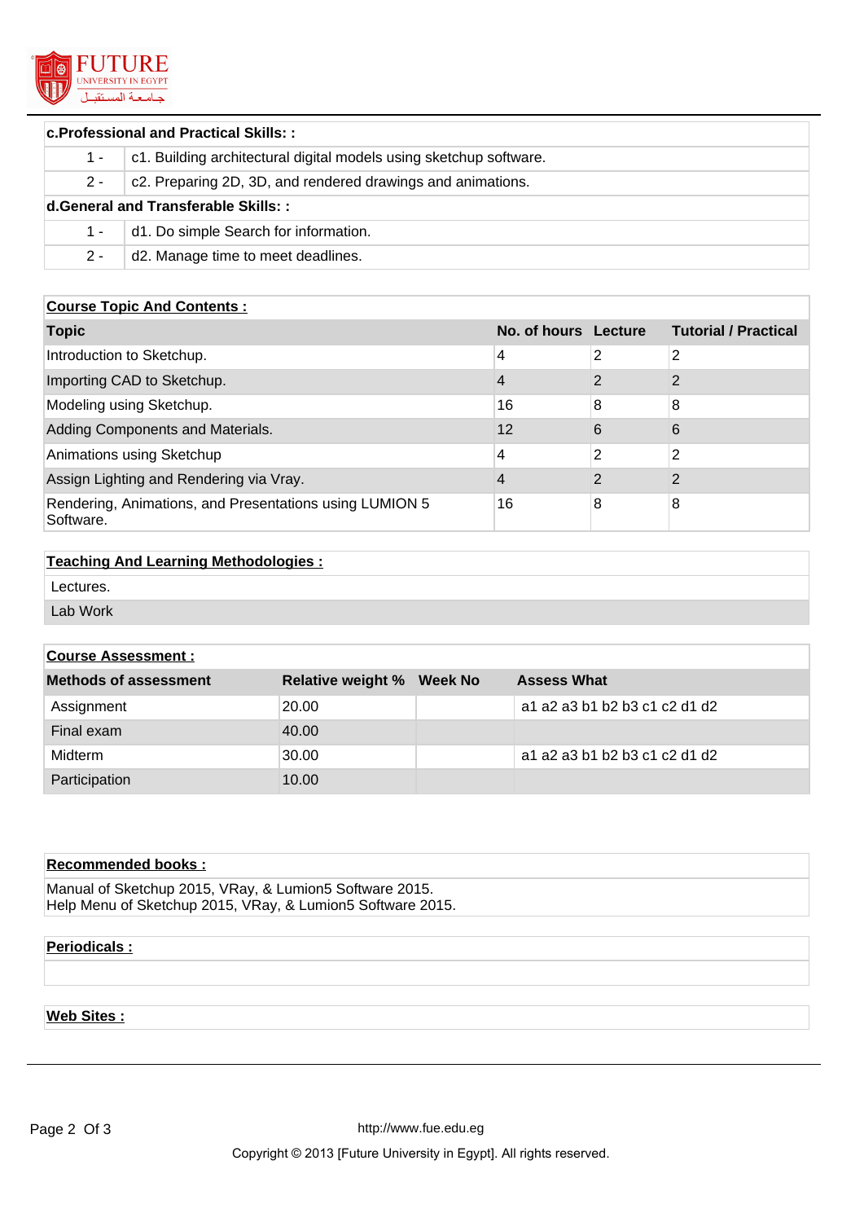| c.Professional and Practical Skills: : | |
|---|---|
| 1 - | c1. Building architectural digital models using sketchup software. |
| 2 - | c2. Preparing 2D, 3D, and rendered drawings and animations. |

| d.General and Transferable Skills: : | |
|---|---|
| 1 - | d1. Do simple Search for information. |
| 2 - | d2. Manage time to meet deadlines. |

**Course Topic And Contents :**

| Topic | No. of hours | Lecture | Tutorial / Practical |
|---|---|---|---|
| Introduction to Sketchup. | 4 | 2 | 2 |
| Importing CAD to Sketchup. | 4 | 2 | 2 |
| Modeling using Sketchup. | 16 | 8 | 8 |
| Adding Components and Materials. | 12 | 6 | 6 |
| Animations using Sketchup | 4 | 2 | 2 |
| Assign Lighting and Rendering via Vray. | 4 | 2 | 2 |
| Rendering, Animations, and Presentations using LUMION 5 Software. | 16 | 8 | 8 |

**Teaching And Learning Methodologies :**

- Lectures.
- Lab Work

**Course Assessment :**

| Methods of assessment | Relative weight % | Week No | Assess What |
|---|---|---|---|
| Assignment | 20.00 | | a1 a2 a3 b1 b2 b3 c1 c2 d1 d2 |
| Final exam | 40.00 | | |
| Midterm | 30.00 | | a1 a2 a3 b1 b2 b3 c1 c2 d1 d2 |
| Participation | 10.00 | | |

**Recommended books :**

Manual of Sketchup 2015, VRay, & Lumion5 Software 2015.
Help Menu of Sketchup 2015, VRay, & Lumion5 Software 2015.

**Periodicals :**

**Web Sites :**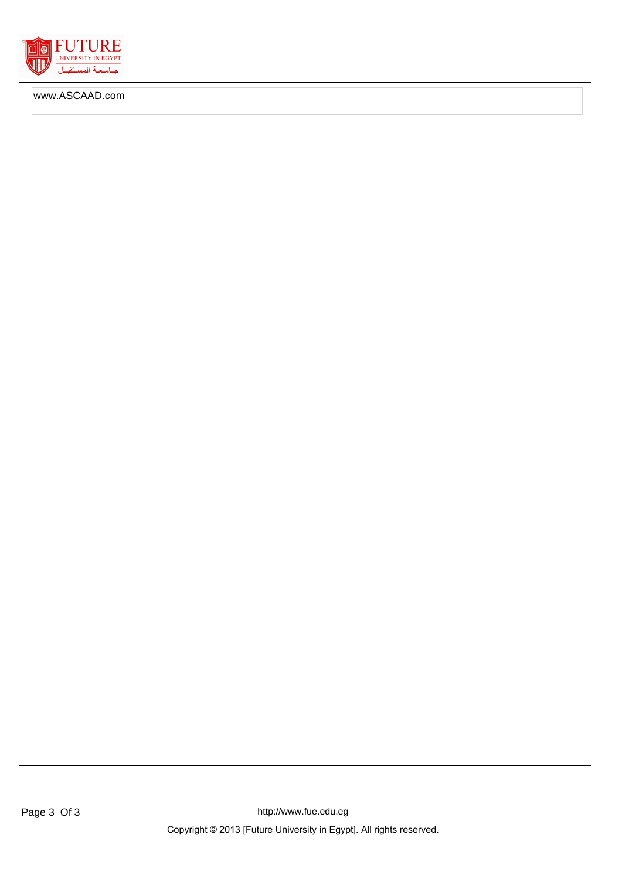www.ASCAAD.com